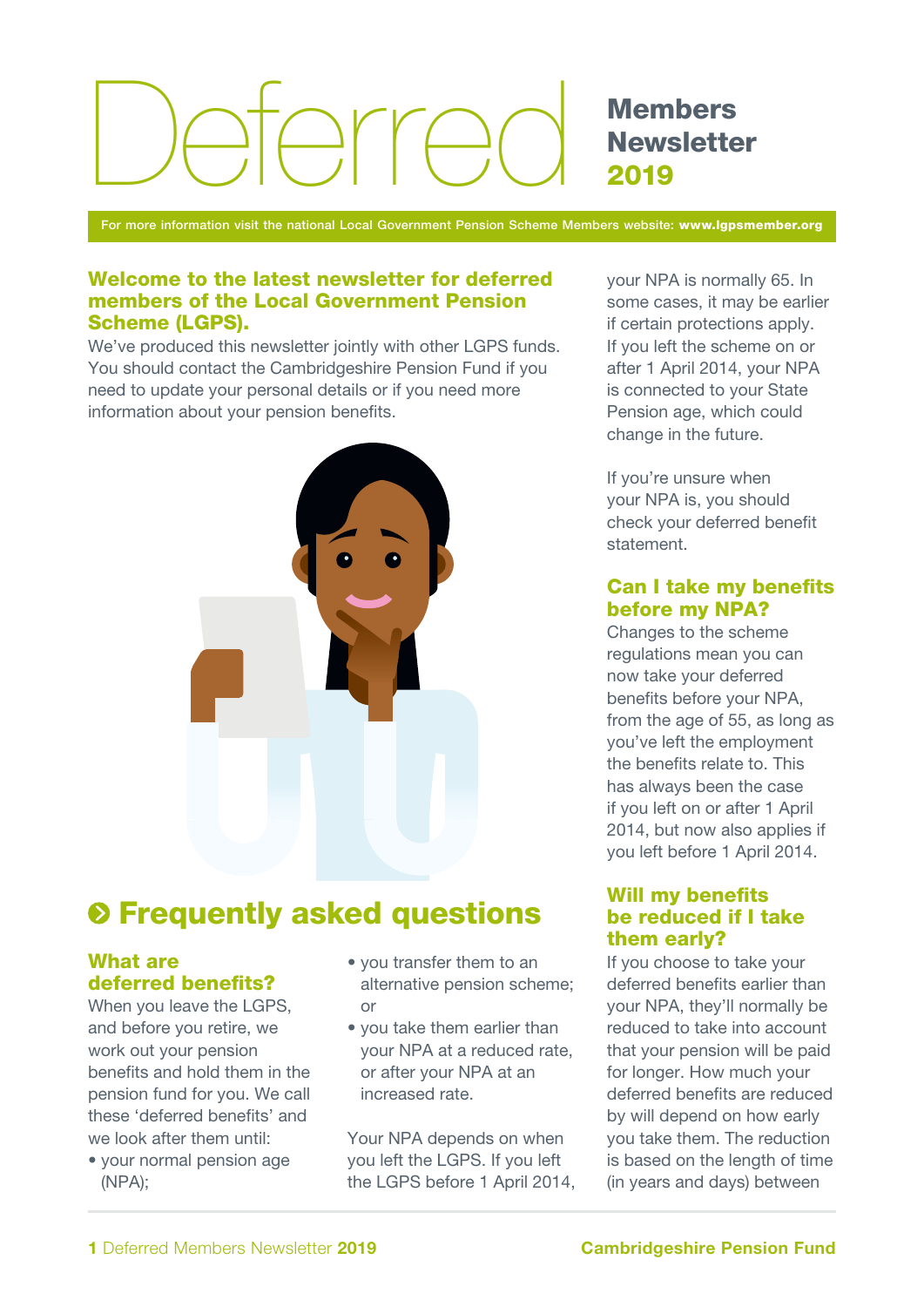# Deferred

**Members Newsletter 2019**

For more information visit the national Local Government Pension Scheme Members website: **www.lgpsmember.org**

### Welcome to the latest newsletter for deferred members of the Local Government Pension Scheme (LGPS).

We've produced this newsletter jointly with other LGPS funds. You should contact the Cambridgeshire Pension Fund if you need to update your personal details or if you need more information about your pension benefits.

## Frequently asked questions

### What are deferred benefits?

When you leave the LGPS, and before you retire, we work out your pension benefits and hold them in the pension fund for you. We call these 'deferred benefits' and we look after them until:

- your normal pension age (NPA);
- you transfer them to an alternative pension scheme; or
- you take them earlier than your NPA at a reduced rate, or after your NPA at an increased rate.

Your NPA depends on when you left the LGPS. If you left the LGPS before 1 April 2014, your NPA is normally 65. In some cases, it may be earlier if certain protections apply. If you left the scheme on or after 1 April 2014, your NPA is connected to your State Pension age, which could change in the future.

If you're unsure when your NPA is, you should check your deferred benefit statement.

### Can I take my benefits before my NPA?

Changes to the scheme regulations mean you can now take your deferred benefits before your NPA, from the age of 55, as long as you've left the employment the benefits relate to. This has always been the case if you left on or after 1 April 2014, but now also applies if you left before 1 April 2014.

### Will my benefits be reduced if I take them early?

If you choose to take your deferred benefits earlier than your NPA, they'll normally be reduced to take into account that your pension will be paid for longer. How much your deferred benefits are reduced by will depend on how early you take them. The reduction is based on the length of time (in years and days) between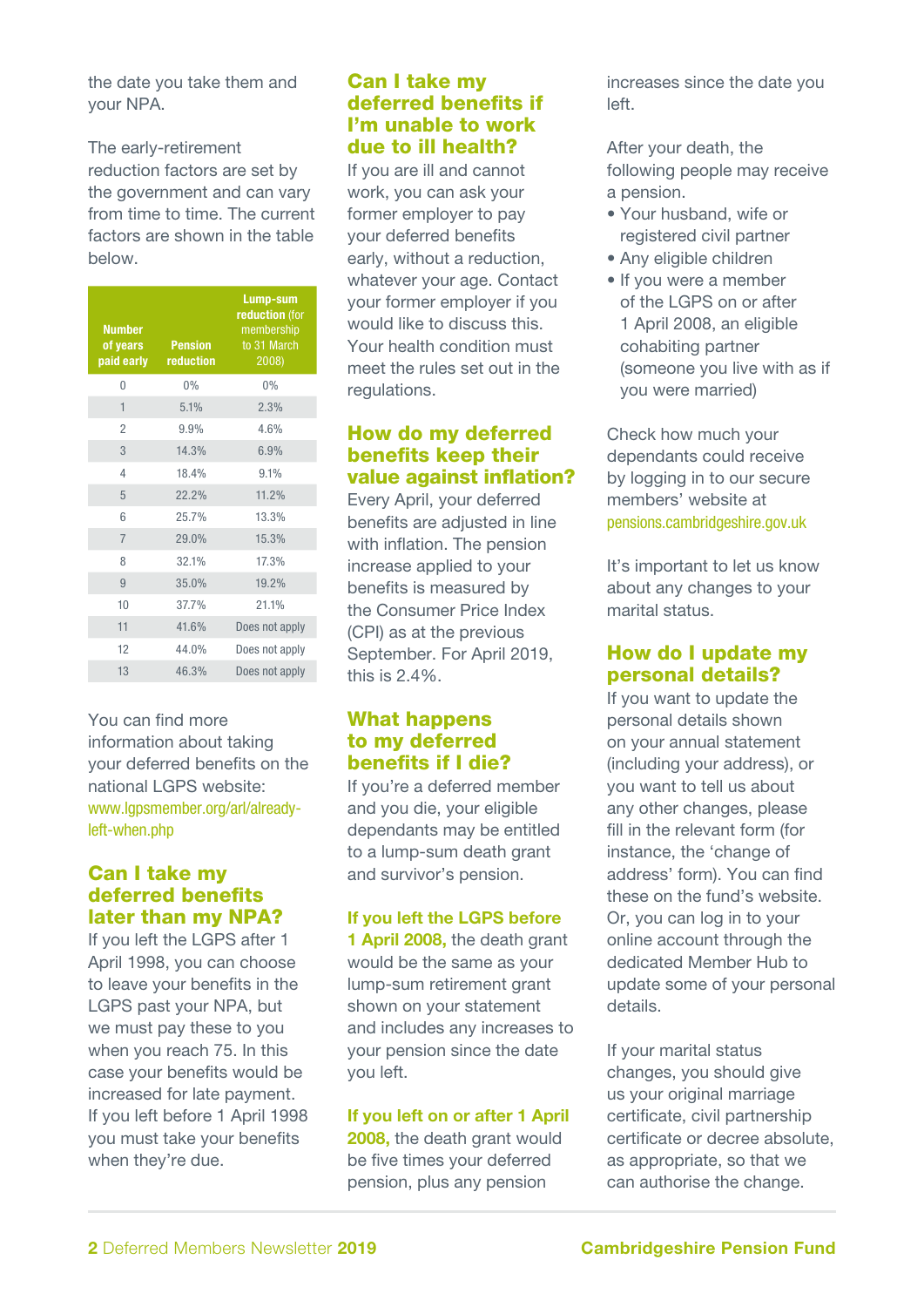the date you take them and your NPA.

The early-retirement reduction factors are set by the government and can vary from time to time. The current factors are shown in the table below.

| Number of years paid early | Pension reduction | Lump-sum reduction (for membership to 31 March 2008) |
|---|---|---|
| 0 | 0% | 0% |
| 1 | 5.1% | 2.3% |
| 2 | 9.9% | 4.6% |
| 3 | 14.3% | 6.9% |
| 4 | 18.4% | 9.1% |
| 5 | 22.2% | 11.2% |
| 6 | 25.7% | 13.3% |
| 7 | 29.0% | 15.3% |
| 8 | 32.1% | 17.3% |
| 9 | 35.0% | 19.2% |
| 10 | 37.7% | 21.1% |
| 11 | 41.6% | Does not apply |
| 12 | 44.0% | Does not apply |
| 13 | 46.3% | Does not apply |

You can find more information about taking your deferred benefits on the national LGPS website: www.lgpsmember.org/arl/already-left-when.php

## Can I take my deferred benefits later than my NPA?

If you left the LGPS after 1 April 1998, you can choose to leave your benefits in the LGPS past your NPA, but we must pay these to you when you reach 75. In this case your benefits would be increased for late payment. If you left before 1 April 1998 you must take your benefits when they're due.

## Can I take my deferred benefits if I'm unable to work due to ill health?

If you are ill and cannot work, you can ask your former employer to pay your deferred benefits early, without a reduction, whatever your age. Contact your former employer if you would like to discuss this. Your health condition must meet the rules set out in the regulations.

## How do my deferred benefits keep their value against inflation?

Every April, your deferred benefits are adjusted in line with inflation. The pension increase applied to your benefits is measured by the Consumer Price Index (CPI) as at the previous September. For April 2019, this is 2.4%.

## What happens to my deferred benefits if I die?

If you're a deferred member and you die, your eligible dependants may be entitled to a lump-sum death grant and survivor's pension.

**If you left the LGPS before 1 April 2008,** the death grant would be the same as your lump-sum retirement grant shown on your statement and includes any increases to your pension since the date you left.

**If you left on or after 1 April 2008,** the death grant would be five times your deferred pension, plus any pension increases since the date you left.

After your death, the following people may receive a pension.

- Your husband, wife or registered civil partner
- Any eligible children
- If you were a member of the LGPS on or after 1 April 2008, an eligible cohabiting partner (someone you live with as if you were married)

Check how much your dependants could receive by logging in to our secure members' website at pensions.cambridgeshire.gov.uk

It's important to let us know about any changes to your marital status.

## How do I update my personal details?

If you want to update the personal details shown on your annual statement (including your address), or you want to tell us about any other changes, please fill in the relevant form (for instance, the 'change of address' form). You can find these on the fund's website. Or, you can log in to your online account through the dedicated Member Hub to update some of your personal details.

If your marital status changes, you should give us your original marriage certificate, civil partnership certificate or decree absolute, as appropriate, so that we can authorise the change.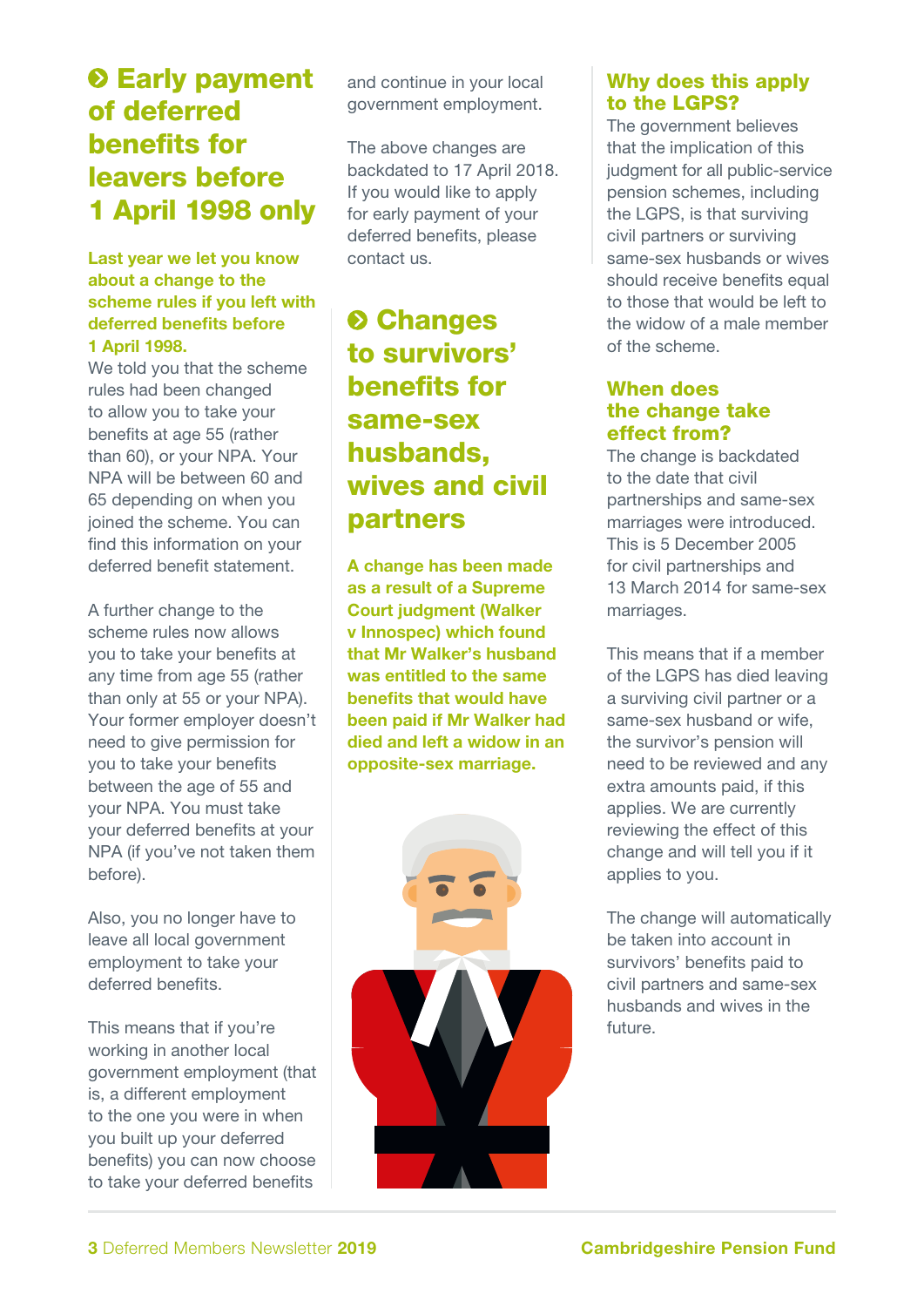## Early payment of deferred benefits for leavers before 1 April 1998 only

**Last year we let you know about a change to the scheme rules if you left with deferred benefits before 1 April 1998.**

We told you that the scheme rules had been changed to allow you to take your benefits at age 55 (rather than 60), or your NPA. Your NPA will be between 60 and 65 depending on when you joined the scheme. You can find this information on your deferred benefit statement.

A further change to the scheme rules now allows you to take your benefits at any time from age 55 (rather than only at 55 or your NPA). Your former employer doesn't need to give permission for you to take your benefits between the age of 55 and your NPA. You must take your deferred benefits at your NPA (if you've not taken them before).

Also, you no longer have to leave all local government employment to take your deferred benefits.

This means that if you're working in another local government employment (that is, a different employment to the one you were in when you built up your deferred benefits) you can now choose to take your deferred benefits and continue in your local government employment.

The above changes are backdated to 17 April 2018. If you would like to apply for early payment of your deferred benefits, please contact us.

## Changes to survivors' benefits for same-sex husbands, wives and civil partners

**A change has been made as a result of a Supreme Court judgment (Walker v Innospec) which found that Mr Walker's husband was entitled to the same benefits that would have been paid if Mr Walker had died and left a widow in an opposite-sex marriage.**

### Why does this apply to the LGPS?

The government believes that the implication of this judgment for all public-service pension schemes, including the LGPS, is that surviving civil partners or surviving same-sex husbands or wives should receive benefits equal to those that would be left to the widow of a male member of the scheme.

### When does the change take effect from?

The change is backdated to the date that civil partnerships and same-sex marriages were introduced. This is 5 December 2005 for civil partnerships and 13 March 2014 for same-sex marriages.

This means that if a member of the LGPS has died leaving a surviving civil partner or a same-sex husband or wife, the survivor's pension will need to be reviewed and any extra amounts paid, if this applies. We are currently reviewing the effect of this change and will tell you if it applies to you.

The change will automatically be taken into account in survivors' benefits paid to civil partners and same-sex husbands and wives in the future.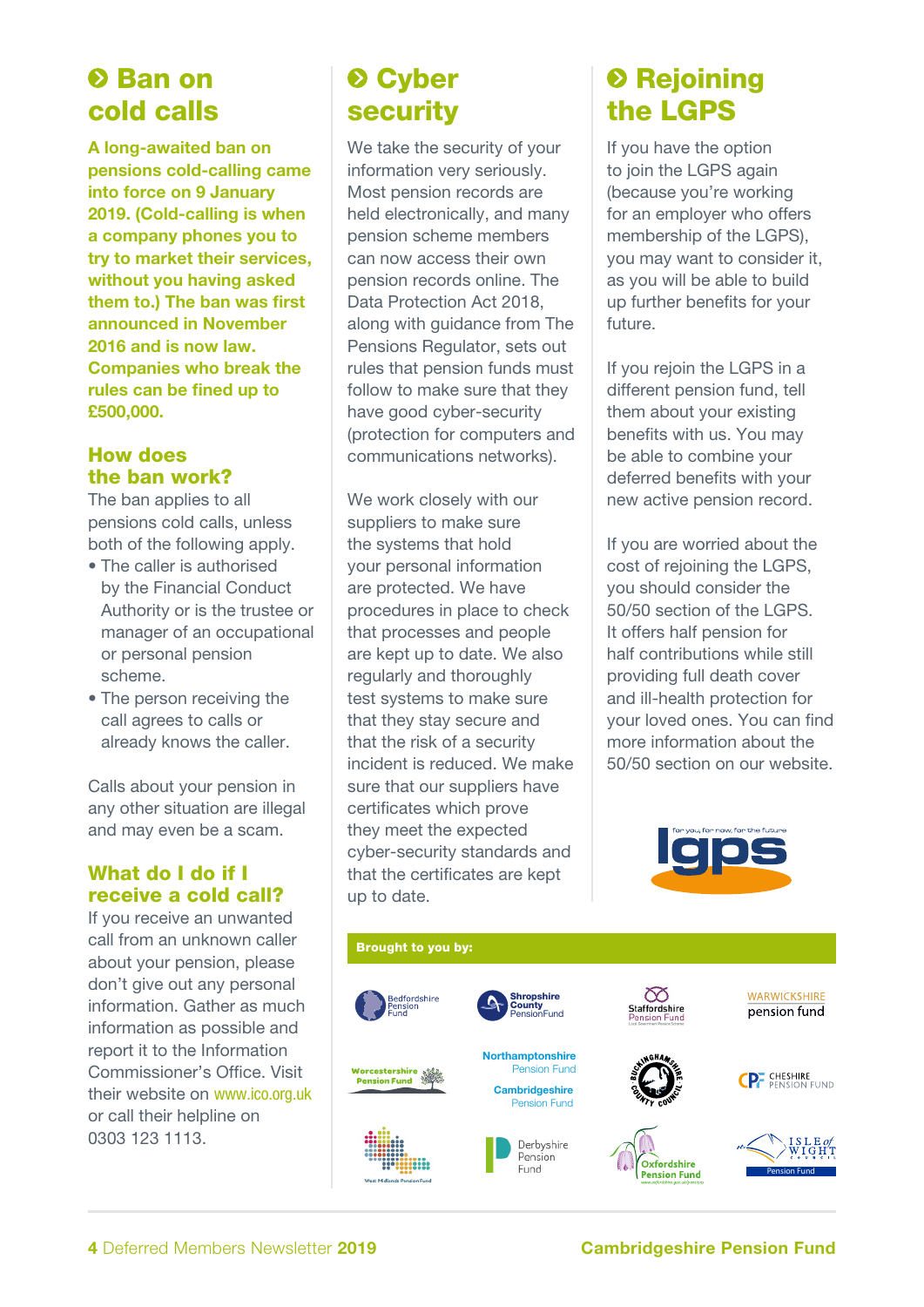## Ban on cold calls

**A long-awaited ban on pensions cold-calling came into force on 9 January 2019. (Cold-calling is when a company phones you to try to market their services, without you having asked them to.) The ban was first announced in November 2016 and is now law. Companies who break the rules can be fined up to £500,000.**

### How does the ban work?

The ban applies to all pensions cold calls, unless both of the following apply.

- The caller is authorised by the Financial Conduct Authority or is the trustee or manager of an occupational or personal pension scheme.
- The person receiving the call agrees to calls or already knows the caller.

Calls about your pension in any other situation are illegal and may even be a scam.

### What do I do if I receive a cold call?

If you receive an unwanted call from an unknown caller about your pension, please don't give out any personal information. Gather as much information as possible and report it to the Information Commissioner's Office. Visit their website on www.ico.org.uk or call their helpline on 0303 123 1113.

## Cyber security

We take the security of your information very seriously. Most pension records are held electronically, and many pension scheme members can now access their own pension records online. The Data Protection Act 2018, along with guidance from The Pensions Regulator, sets out rules that pension funds must follow to make sure that they have good cyber-security (protection for computers and communications networks).

We work closely with our suppliers to make sure the systems that hold your personal information are protected. We have procedures in place to check that processes and people are kept up to date. We also regularly and thoroughly test systems to make sure that they stay secure and that the risk of a security incident is reduced. We make sure that our suppliers have certificates which prove they meet the expected cyber-security standards and that the certificates are kept up to date.

## Rejoining the LGPS

If you have the option to join the LGPS again (because you're working for an employer who offers membership of the LGPS), you may want to consider it, as you will be able to build up further benefits for your future.

If you rejoin the LGPS in a different pension fund, tell them about your existing benefits with us. You may be able to combine your deferred benefits with your new active pension record.

If you are worried about the cost of rejoining the LGPS, you should consider the 50/50 section of the LGPS. It offers half pension for half contributions while still providing full death cover and ill-health protection for your loved ones. You can find more information about the 50/50 section on our website.

lgps — for you, for now, for the future

**Brought to you by:**

Bedfordshire Pension Fund
Shropshire County Pension Fund
Staffordshire Pension Fund
Warwickshire pension fund
Worcestershire Pension Fund
Northamptonshire Pension Fund
Cambridgeshire Pension Fund
Buckinghamshire County Council
Cheshire Pension Fund
West Midlands Pension Fund
Derbyshire Pension Fund
Oxfordshire Pension Fund
Isle of Wight Council Pension Fund